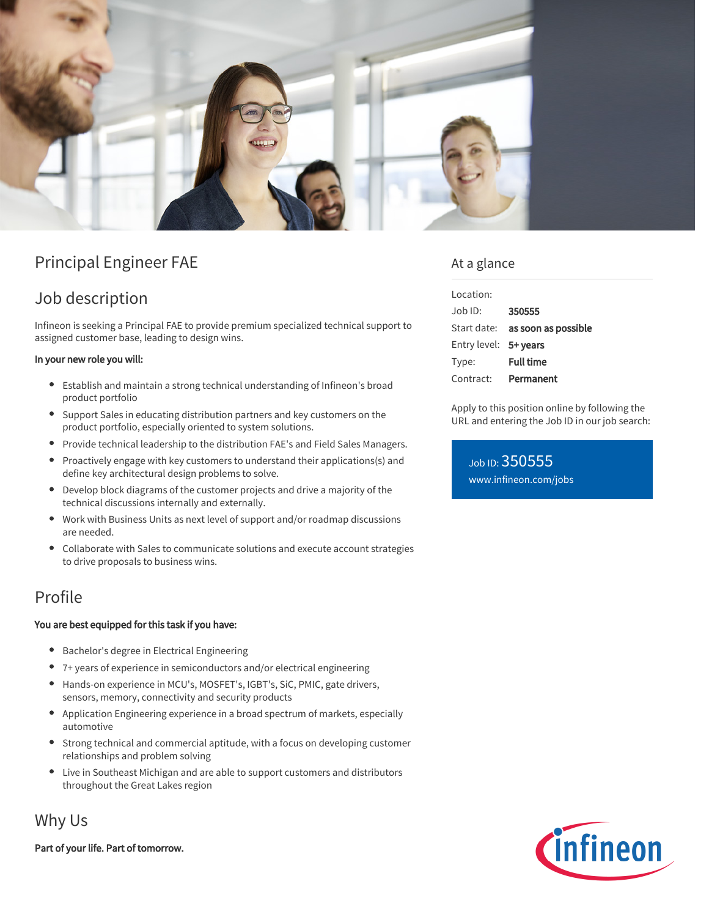# Principal Engineer FAE

## Job description

Infineon is seeking a Principal FAE to provide premium specialized technical support to assigned customer base, leading to design wins.

**In your new role you will:**

- Establish and maintain a strong technical understanding of Infineon's broad product portfolio
- Support Sales in educating distribution partners and key customers on the product portfolio, especially oriented to system solutions.
- Provide technical leadership to the distribution FAE's and Field Sales Managers.
- Proactively engage with key customers to understand their applications(s) and define key architectural design problems to solve.
- Develop block diagrams of the customer projects and drive a majority of the technical discussions internally and externally.
- Work with Business Units as next level of support and/or roadmap discussions are needed.
- Collaborate with Sales to communicate solutions and execute account strategies to drive proposals to business wins.

## Profile

**You are best equipped for this task if you have:**

- Bachelor's degree in Electrical Engineering
- 7+ years of experience in semiconductors and/or electrical engineering
- Hands-on experience in MCU's, MOSFET's, IGBT's, SiC, PMIC, gate drivers, sensors, memory, connectivity and security products
- Application Engineering experience in a broad spectrum of markets, especially automotive
- Strong technical and commercial aptitude, with a focus on developing customer relationships and problem solving
- Live in Southeast Michigan and are able to support customers and distributors throughout the Great Lakes region

## Why Us

**Part of your life. Part of tomorrow.**

## At a glance

| | |
|---|---|
| Location: | |
| Job ID: | **350555** |
| Start date: | **as soon as possible** |
| Entry level: | **5+ years** |
| Type: | **Full time** |
| Contract: | **Permanent** |

Apply to this position online by following the URL and entering the Job ID in our job search:

Job ID: 350555
www.infineon.com/jobs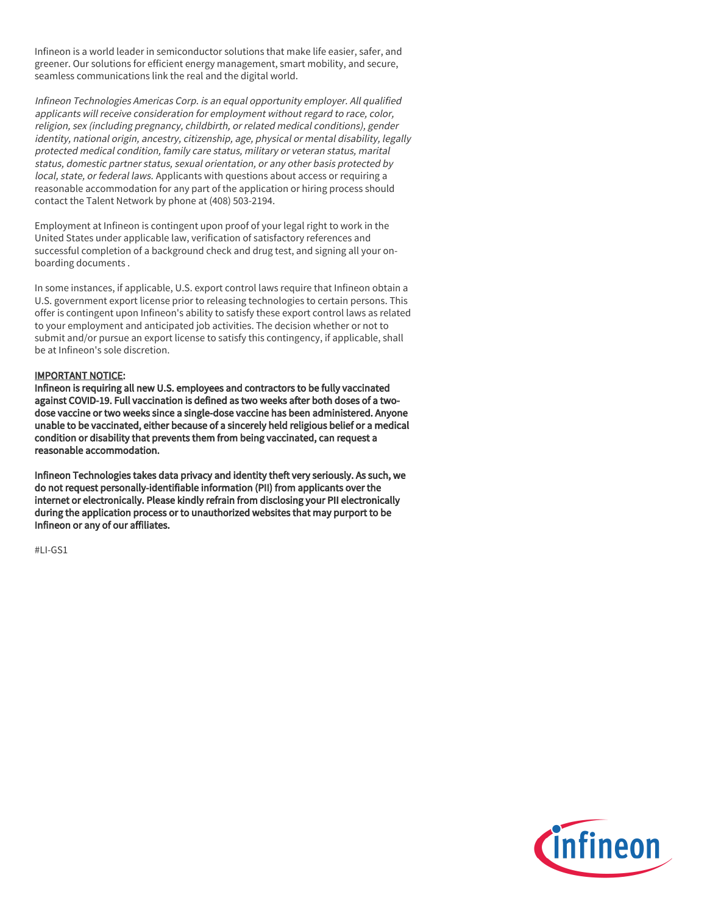Infineon is a world leader in semiconductor solutions that make life easier, safer, and greener. Our solutions for efficient energy management, smart mobility, and secure, seamless communications link the real and the digital world.

*Infineon Technologies Americas Corp. is an equal opportunity employer. All qualified applicants will receive consideration for employment without regard to race, color, religion, sex (including pregnancy, childbirth, or related medical conditions), gender identity, national origin, ancestry, citizenship, age, physical or mental disability, legally protected medical condition, family care status, military or veteran status, marital status, domestic partner status, sexual orientation, or any other basis protected by local, state, or federal laws.* Applicants with questions about access or requiring a reasonable accommodation for any part of the application or hiring process should contact the Talent Network by phone at (408) 503-2194.

Employment at Infineon is contingent upon proof of your legal right to work in the United States under applicable law, verification of satisfactory references and successful completion of a background check and drug test, and signing all your on-boarding documents .

In some instances, if applicable, U.S. export control laws require that Infineon obtain a U.S. government export license prior to releasing technologies to certain persons. This offer is contingent upon Infineon's ability to satisfy these export control laws as related to your employment and anticipated job activities. The decision whether or not to submit and/or pursue an export license to satisfy this contingency, if applicable, shall be at Infineon's sole discretion.

IMPORTANT NOTICE:
**Infineon is requiring all new U.S. employees and contractors to be fully vaccinated against COVID-19. Full vaccination is defined as two weeks after both doses of a two-dose vaccine or two weeks since a single-dose vaccine has been administered. Anyone unable to be vaccinated, either because of a sincerely held religious belief or a medical condition or disability that prevents them from being vaccinated, can request a reasonable accommodation.**

**Infineon Technologies takes data privacy and identity theft very seriously. As such, we do not request personally-identifiable information (PII) from applicants over the internet or electronically. Please kindly refrain from disclosing your PII electronically during the application process or to unauthorized websites that may purport to be Infineon or any of our affiliates.**

#LI-GS1